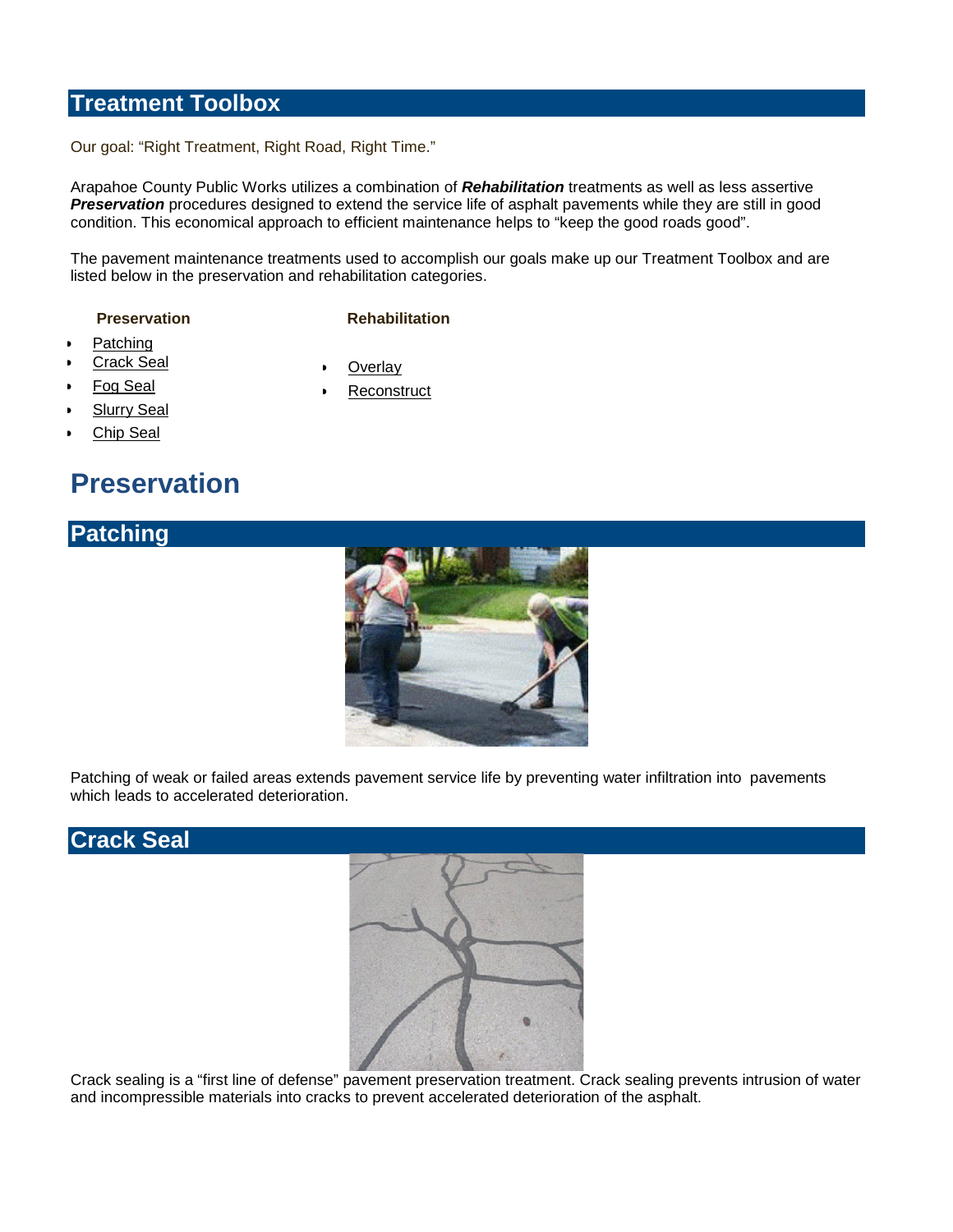## Treatment Toolbox

Our goal: "Right Treatment, Right Road, Right Time."

Arapahoe County Public Works utilizes a combination of ***Rehabilitation*** treatments as well as less assertive ***Preservation*** procedures designed to extend the service life of asphalt pavements while they are still in good condition. This economical approach to efficient maintenance helps to "keep the good roads good".

The pavement maintenance treatments used to accomplish our goals make up our Treatment Toolbox and are listed below in the preservation and rehabilitation categories.

**Preservation**

- Patching
- Crack Seal
- Fog Seal
- Slurry Seal
- Chip Seal

**Rehabilitation**

- Overlay
- Reconstruct

# Preservation

## Patching

Patching of weak or failed areas extends pavement service life by preventing water infiltration into pavements which leads to accelerated deterioration.

## Crack Seal

Crack sealing is a "first line of defense" pavement preservation treatment. Crack sealing prevents intrusion of water and incompressible materials into cracks to prevent accelerated deterioration of the asphalt.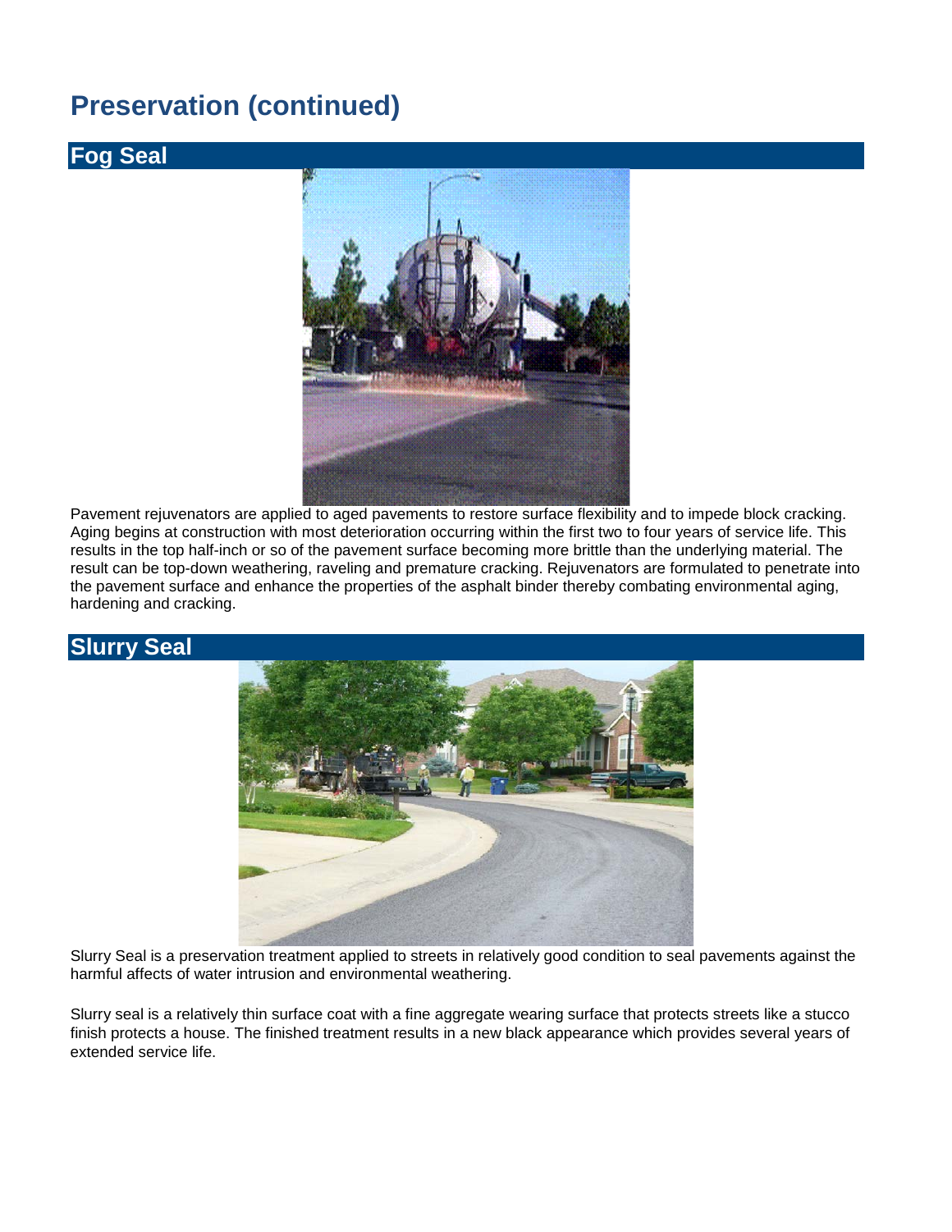# Preservation (continued)

## Fog Seal

Pavement rejuvenators are applied to aged pavements to restore surface flexibility and to impede block cracking. Aging begins at construction with most deterioration occurring within the first two to four years of service life. This results in the top half-inch or so of the pavement surface becoming more brittle than the underlying material. The result can be top-down weathering, raveling and premature cracking. Rejuvenators are formulated to penetrate into the pavement surface and enhance the properties of the asphalt binder thereby combating environmental aging, hardening and cracking.

## Slurry Seal

Slurry Seal is a preservation treatment applied to streets in relatively good condition to seal pavements against the harmful affects of water intrusion and environmental weathering.

Slurry seal is a relatively thin surface coat with a fine aggregate wearing surface that protects streets like a stucco finish protects a house. The finished treatment results in a new black appearance which provides several years of extended service life.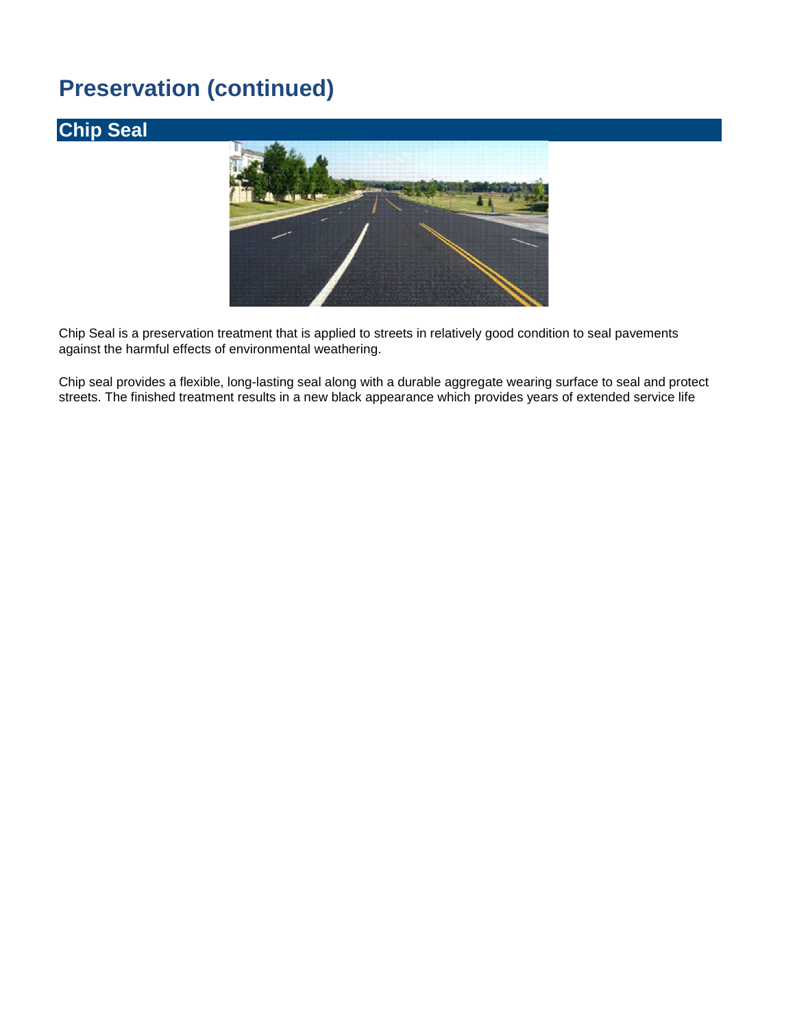# Preservation (continued)

## Chip Seal

Chip Seal is a preservation treatment that is applied to streets in relatively good condition to seal pavements against the harmful effects of environmental weathering.

Chip seal provides a flexible, long-lasting seal along with a durable aggregate wearing surface to seal and protect streets. The finished treatment results in a new black appearance which provides years of extended service life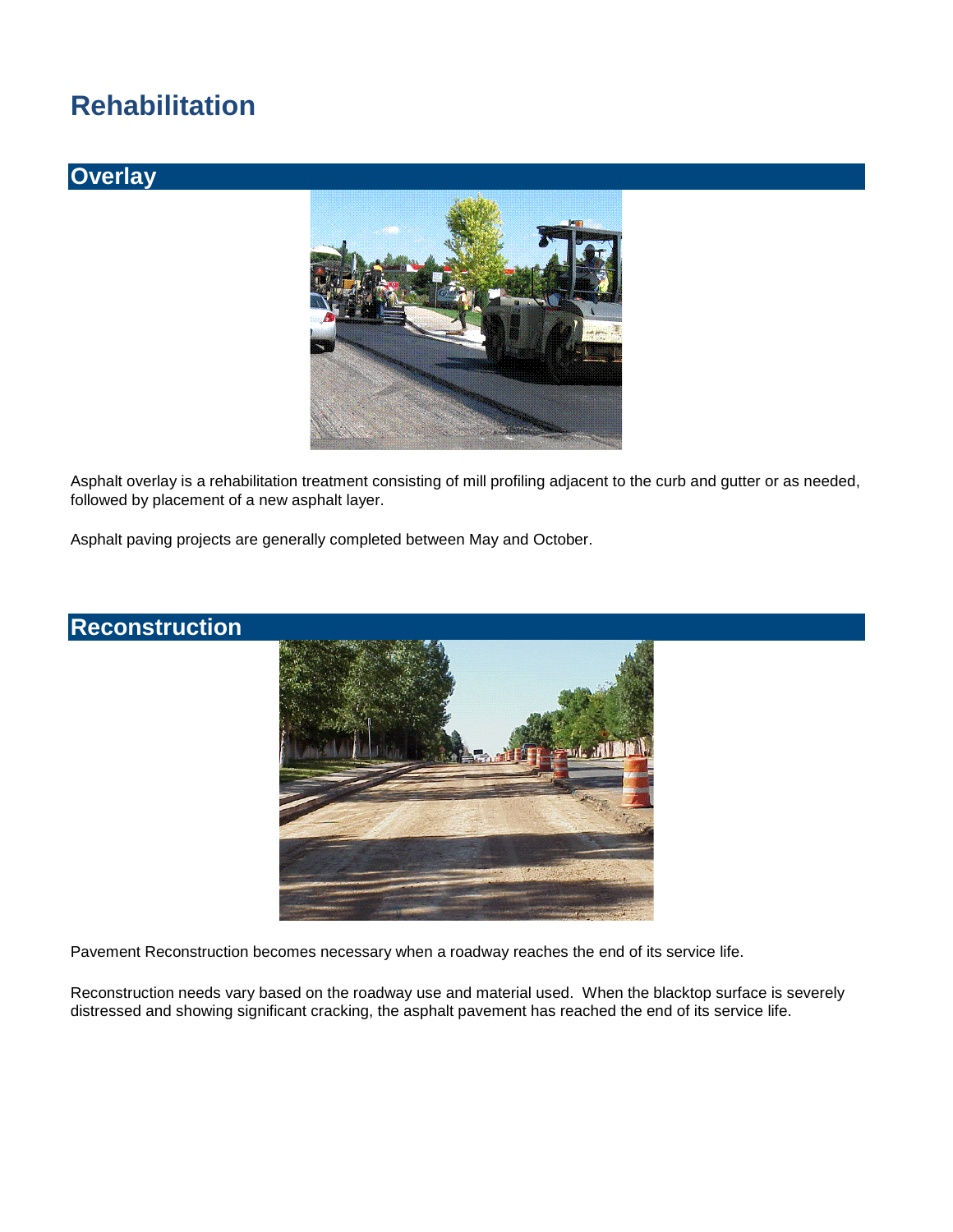# Rehabilitation

## Overlay

Asphalt overlay is a rehabilitation treatment consisting of mill profiling adjacent to the curb and gutter or as needed, followed by placement of a new asphalt layer.

Asphalt paving projects are generally completed between May and October.

## Reconstruction

Pavement Reconstruction becomes necessary when a roadway reaches the end of its service life.

Reconstruction needs vary based on the roadway use and material used. When the blacktop surface is severely distressed and showing significant cracking, the asphalt pavement has reached the end of its service life.